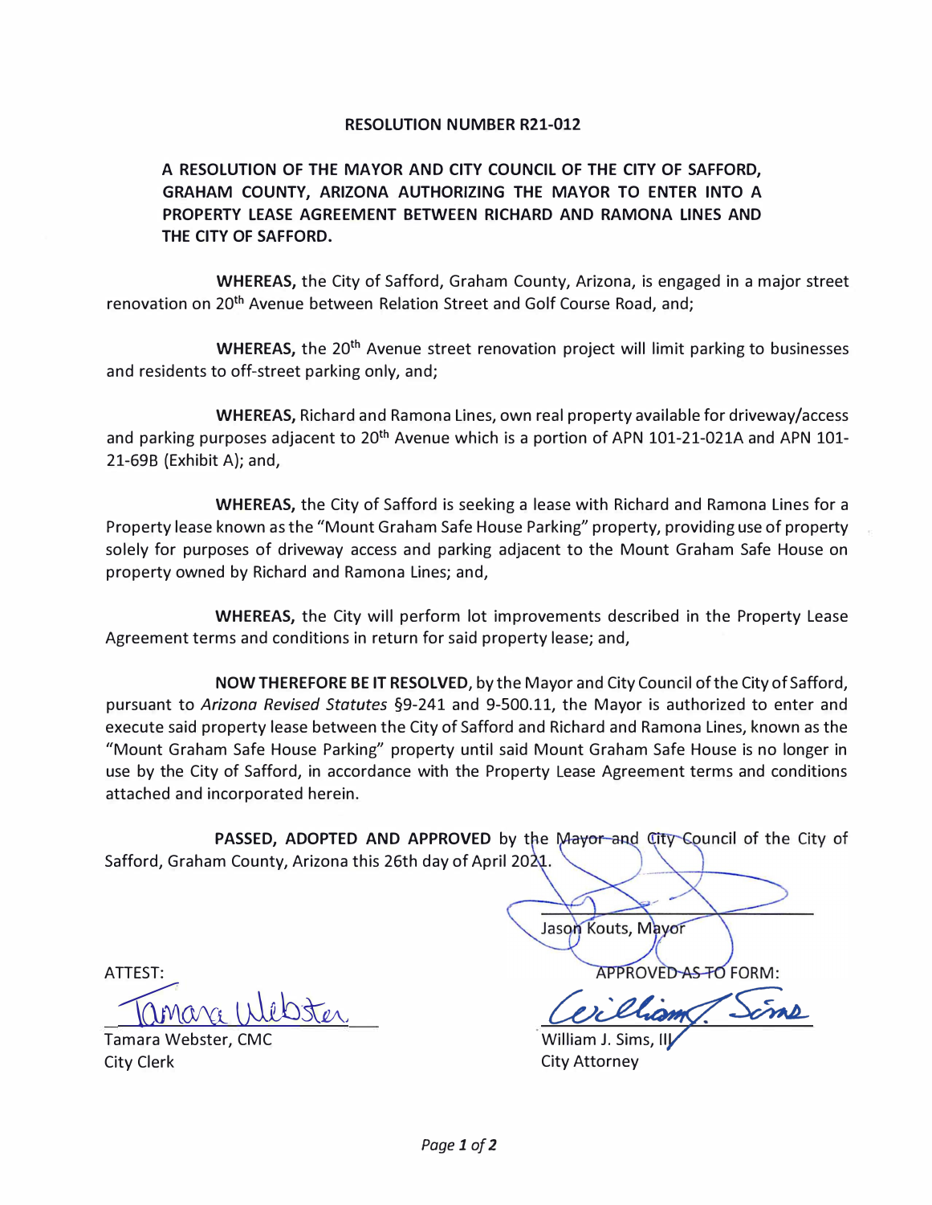# RESOLUTION NUMBER R21-012

**A RESOLUTION OF THE MAYOR AND CITY COUNCIL OF THE CITY OF SAFFORD, GRAHAM COUNTY, ARIZONA AUTHORIZING THE MAYOR TO ENTER INTO A PROPERTY LEASE AGREEMENT BETWEEN RICHARD AND RAMONA LINES AND THE CITY OF SAFFORD.**

**WHEREAS,** the City of Safford, Graham County, Arizona, is engaged in a major street renovation on 20th Avenue between Relation Street and Golf Course Road, and;

**WHEREAS,** the 20th Avenue street renovation project will limit parking to businesses and residents to off-street parking only, and;

**WHEREAS,** Richard and Ramona Lines, own real property available for driveway/access and parking purposes adjacent to 20th Avenue which is a portion of APN 101-21-021A and APN 101-21-69B (Exhibit A); and,

**WHEREAS,** the City of Safford is seeking a lease with Richard and Ramona Lines for a Property lease known as the "Mount Graham Safe House Parking" property, providing use of property solely for purposes of driveway access and parking adjacent to the Mount Graham Safe House on property owned by Richard and Ramona Lines; and,

**WHEREAS,** the City will perform lot improvements described in the Property Lease Agreement terms and conditions in return for said property lease; and,

**NOW THEREFORE BE IT RESOLVED**, by the Mayor and City Council of the City of Safford, pursuant to *Arizona Revised Statutes* §9-241 and 9-500.11, the Mayor is authorized to enter and execute said property lease between the City of Safford and Richard and Ramona Lines, known as the "Mount Graham Safe House Parking" property until said Mount Graham Safe House is no longer in use by the City of Safford, in accordance with the Property Lease Agreement terms and conditions attached and incorporated herein.

**PASSED, ADOPTED AND APPROVED** by the Mayor and City Council of the City of Safford, Graham County, Arizona this 26th day of April 2021.

Jason Kouts, Mayor

ATTEST:

Tamara Webster, CMC
City Clerk

APPROVED AS TO FORM:

William J. Sims, III
City Attorney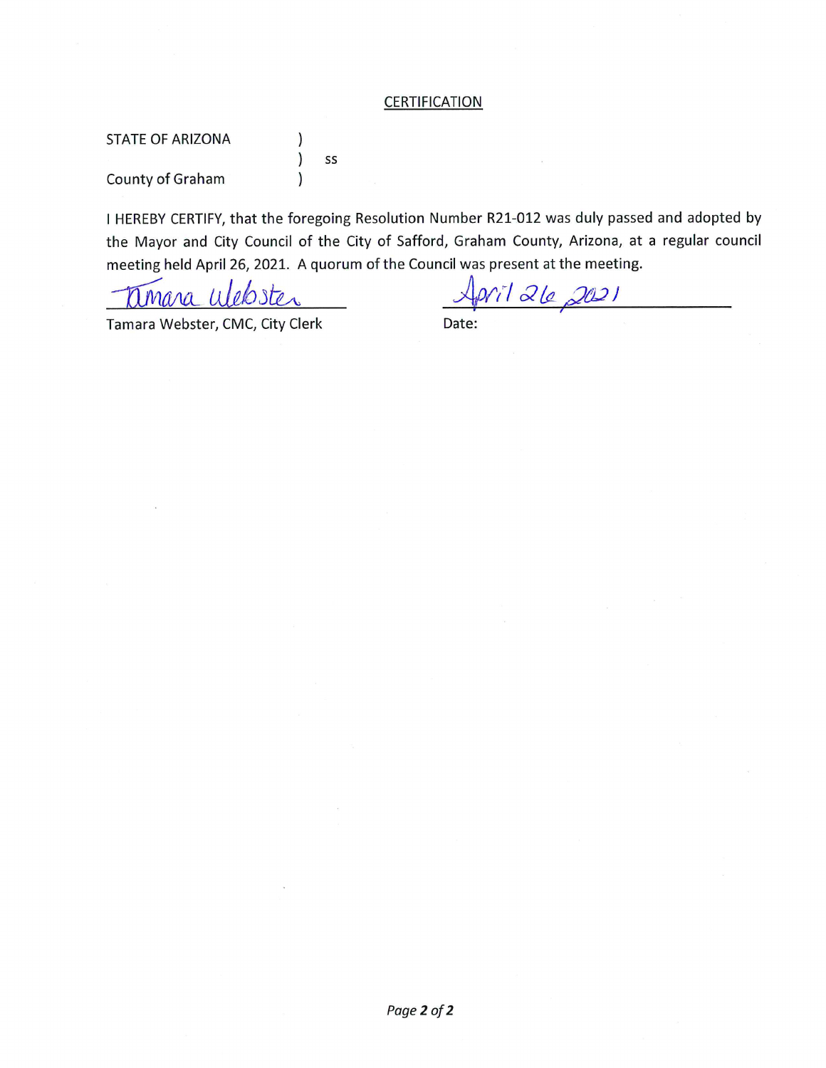## CERTIFICATION

STATE OF ARIZONA )
) ss
County of Graham )

I HEREBY CERTIFY, that the foregoing Resolution Number R21-012 was duly passed and adopted by the Mayor and City Council of the City of Safford, Graham County, Arizona, at a regular council meeting held April 26, 2021. A quorum of the Council was present at the meeting.

Tamara Webster
Tamara Webster, CMC, City Clerk

April 26, 2021
Date: